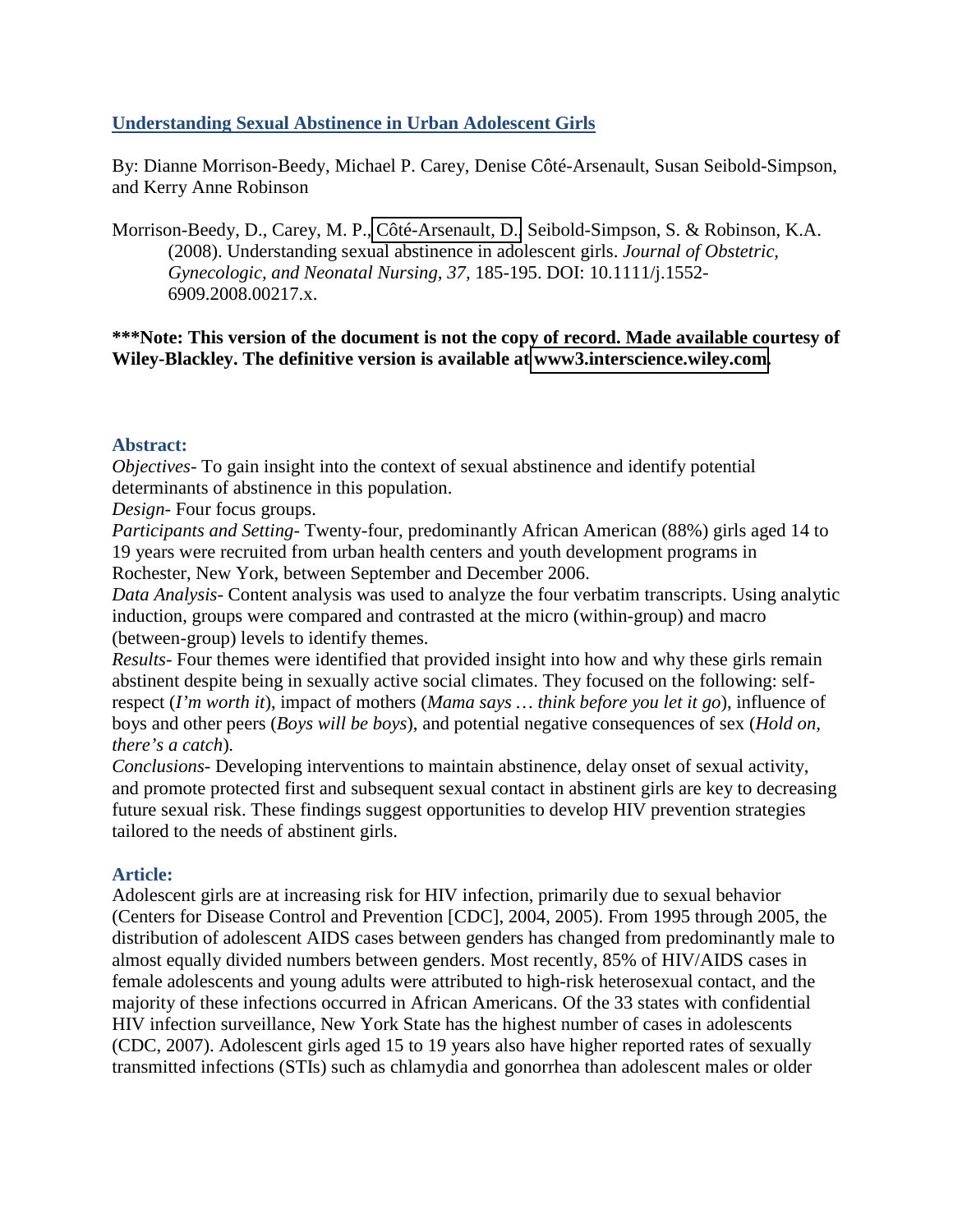# Understanding Sexual Abstinence in Urban Adolescent Girls

By: Dianne Morrison-Beedy, Michael P. Carey, Denise Côté-Arsenault, Susan Seibold-Simpson, and Kerry Anne Robinson

Morrison-Beedy, D., Carey, M. P., Côté-Arsenault, D., Seibold-Simpson, S. & Robinson, K.A. (2008). Understanding sexual abstinence in adolescent girls. *Journal of Obstetric, Gynecologic, and Neonatal Nursing, 37,* 185-195. DOI: 10.1111/j.1552-6909.2008.00217.x.

**\*\*\*Note: This version of the document is not the copy of record. Made available courtesy of Wiley-Blackley. The definitive version is available at www3.interscience.wiley.com.**

## Abstract:

*Objectives*- To gain insight into the context of sexual abstinence and identify potential determinants of abstinence in this population.

*Design*- Four focus groups.

*Participants and Setting*- Twenty-four, predominantly African American (88%) girls aged 14 to 19 years were recruited from urban health centers and youth development programs in Rochester, New York, between September and December 2006.

*Data Analysis*- Content analysis was used to analyze the four verbatim transcripts. Using analytic induction, groups were compared and contrasted at the micro (within-group) and macro (between-group) levels to identify themes.

*Results*- Four themes were identified that provided insight into how and why these girls remain abstinent despite being in sexually active social climates. They focused on the following: self-respect (*I'm worth it*), impact of mothers (*Mama says … think before you let it go*), influence of boys and other peers (*Boys will be boys*), and potential negative consequences of sex (*Hold on, there's a catch*).

*Conclusions*- Developing interventions to maintain abstinence, delay onset of sexual activity, and promote protected first and subsequent sexual contact in abstinent girls are key to decreasing future sexual risk. These findings suggest opportunities to develop HIV prevention strategies tailored to the needs of abstinent girls.

## Article:

Adolescent girls are at increasing risk for HIV infection, primarily due to sexual behavior (Centers for Disease Control and Prevention [CDC], 2004, 2005). From 1995 through 2005, the distribution of adolescent AIDS cases between genders has changed from predominantly male to almost equally divided numbers between genders. Most recently, 85% of HIV/AIDS cases in female adolescents and young adults were attributed to high-risk heterosexual contact, and the majority of these infections occurred in African Americans. Of the 33 states with confidential HIV infection surveillance, New York State has the highest number of cases in adolescents (CDC, 2007). Adolescent girls aged 15 to 19 years also have higher reported rates of sexually transmitted infections (STIs) such as chlamydia and gonorrhea than adolescent males or older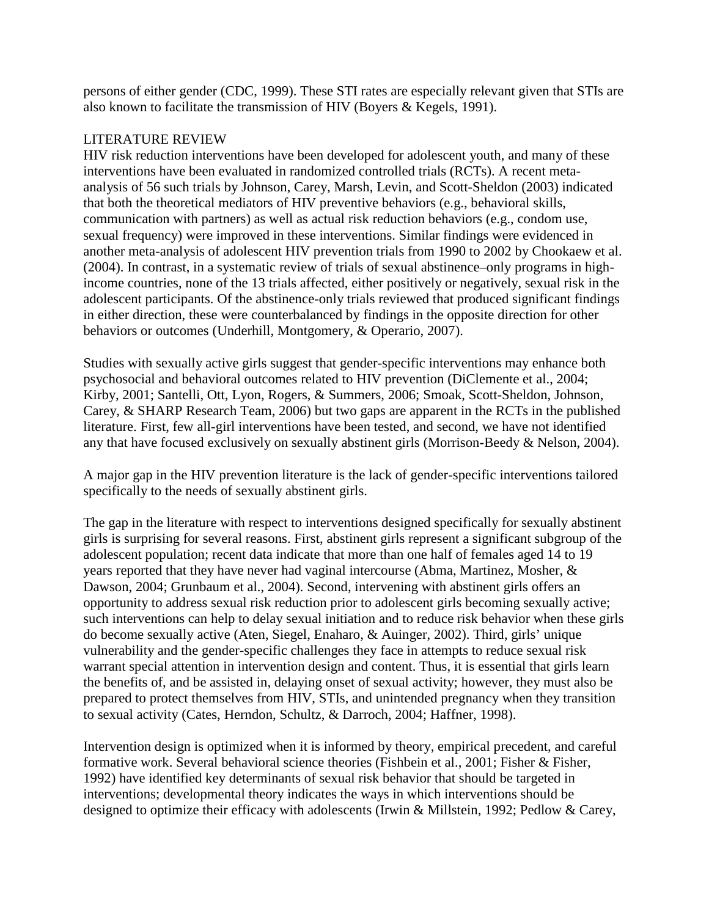persons of either gender (CDC, 1999). These STI rates are especially relevant given that STIs are also known to facilitate the transmission of HIV (Boyers & Kegels, 1991).

## LITERATURE REVIEW

HIV risk reduction interventions have been developed for adolescent youth, and many of these interventions have been evaluated in randomized controlled trials (RCTs). A recent meta-analysis of 56 such trials by Johnson, Carey, Marsh, Levin, and Scott-Sheldon (2003) indicated that both the theoretical mediators of HIV preventive behaviors (e.g., behavioral skills, communication with partners) as well as actual risk reduction behaviors (e.g., condom use, sexual frequency) were improved in these interventions. Similar findings were evidenced in another meta-analysis of adolescent HIV prevention trials from 1990 to 2002 by Chookaew et al. (2004). In contrast, in a systematic review of trials of sexual abstinence–only programs in high-income countries, none of the 13 trials affected, either positively or negatively, sexual risk in the adolescent participants. Of the abstinence-only trials reviewed that produced significant findings in either direction, these were counterbalanced by findings in the opposite direction for other behaviors or outcomes (Underhill, Montgomery, & Operario, 2007).

Studies with sexually active girls suggest that gender-specific interventions may enhance both psychosocial and behavioral outcomes related to HIV prevention (DiClemente et al., 2004; Kirby, 2001; Santelli, Ott, Lyon, Rogers, & Summers, 2006; Smoak, Scott-Sheldon, Johnson, Carey, & SHARP Research Team, 2006) but two gaps are apparent in the RCTs in the published literature. First, few all-girl interventions have been tested, and second, we have not identified any that have focused exclusively on sexually abstinent girls (Morrison-Beedy & Nelson, 2004).

A major gap in the HIV prevention literature is the lack of gender-specific interventions tailored specifically to the needs of sexually abstinent girls.

The gap in the literature with respect to interventions designed specifically for sexually abstinent girls is surprising for several reasons. First, abstinent girls represent a significant subgroup of the adolescent population; recent data indicate that more than one half of females aged 14 to 19 years reported that they have never had vaginal intercourse (Abma, Martinez, Mosher, & Dawson, 2004; Grunbaum et al., 2004). Second, intervening with abstinent girls offers an opportunity to address sexual risk reduction prior to adolescent girls becoming sexually active; such interventions can help to delay sexual initiation and to reduce risk behavior when these girls do become sexually active (Aten, Siegel, Enaharo, & Auinger, 2002). Third, girls' unique vulnerability and the gender-specific challenges they face in attempts to reduce sexual risk warrant special attention in intervention design and content. Thus, it is essential that girls learn the benefits of, and be assisted in, delaying onset of sexual activity; however, they must also be prepared to protect themselves from HIV, STIs, and unintended pregnancy when they transition to sexual activity (Cates, Herndon, Schultz, & Darroch, 2004; Haffner, 1998).

Intervention design is optimized when it is informed by theory, empirical precedent, and careful formative work. Several behavioral science theories (Fishbein et al., 2001; Fisher & Fisher, 1992) have identified key determinants of sexual risk behavior that should be targeted in interventions; developmental theory indicates the ways in which interventions should be designed to optimize their efficacy with adolescents (Irwin & Millstein, 1992; Pedlow & Carey,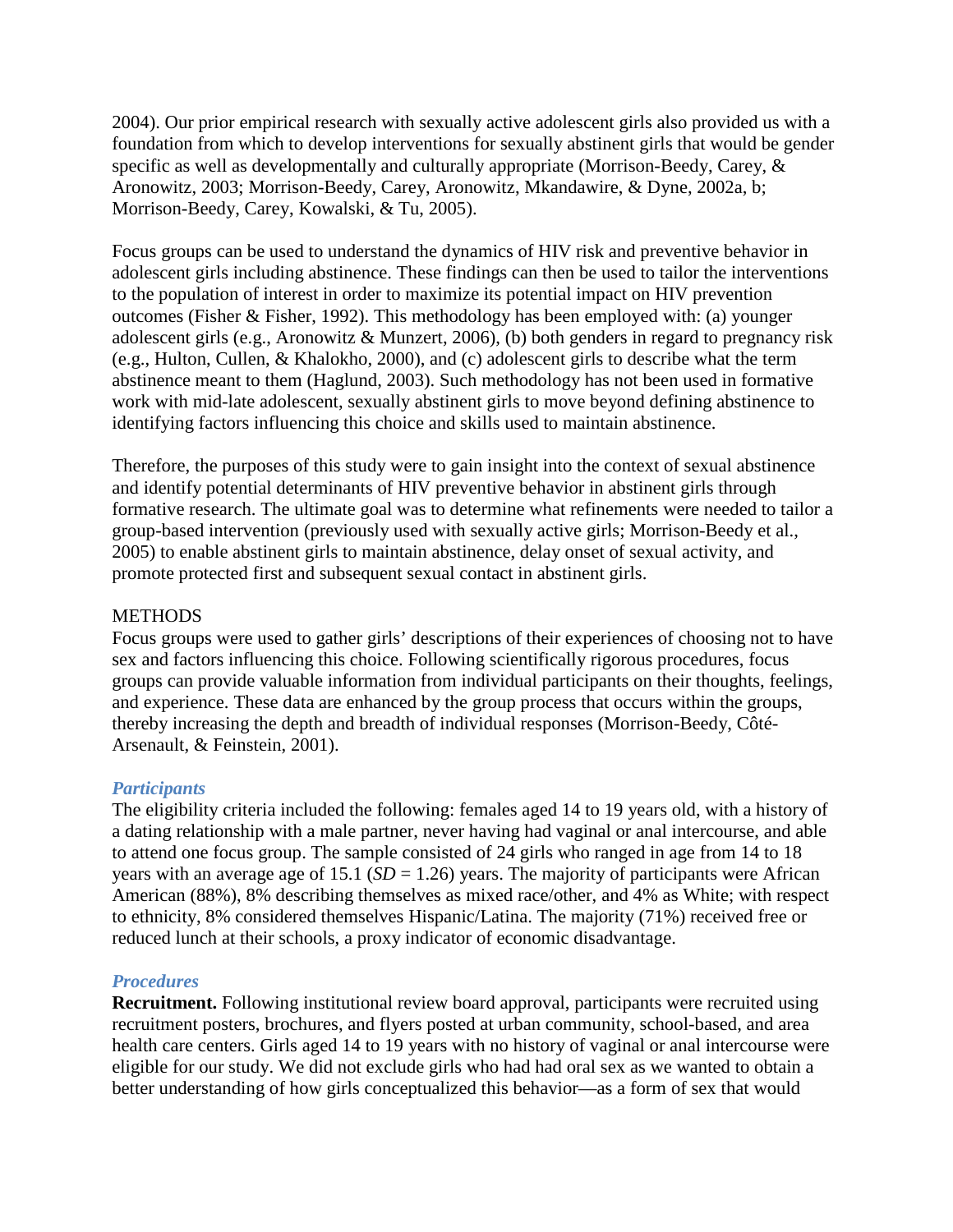2004). Our prior empirical research with sexually active adolescent girls also provided us with a foundation from which to develop interventions for sexually abstinent girls that would be gender specific as well as developmentally and culturally appropriate (Morrison-Beedy, Carey, & Aronowitz, 2003; Morrison-Beedy, Carey, Aronowitz, Mkandawire, & Dyne, 2002a, b; Morrison-Beedy, Carey, Kowalski, & Tu, 2005).

Focus groups can be used to understand the dynamics of HIV risk and preventive behavior in adolescent girls including abstinence. These findings can then be used to tailor the interventions to the population of interest in order to maximize its potential impact on HIV prevention outcomes (Fisher & Fisher, 1992). This methodology has been employed with: (a) younger adolescent girls (e.g., Aronowitz & Munzert, 2006), (b) both genders in regard to pregnancy risk (e.g., Hulton, Cullen, & Khalokho, 2000), and (c) adolescent girls to describe what the term abstinence meant to them (Haglund, 2003). Such methodology has not been used in formative work with mid-late adolescent, sexually abstinent girls to move beyond defining abstinence to identifying factors influencing this choice and skills used to maintain abstinence.

Therefore, the purposes of this study were to gain insight into the context of sexual abstinence and identify potential determinants of HIV preventive behavior in abstinent girls through formative research. The ultimate goal was to determine what refinements were needed to tailor a group-based intervention (previously used with sexually active girls; Morrison-Beedy et al., 2005) to enable abstinent girls to maintain abstinence, delay onset of sexual activity, and promote protected first and subsequent sexual contact in abstinent girls.

## METHODS

Focus groups were used to gather girls' descriptions of their experiences of choosing not to have sex and factors influencing this choice. Following scientifically rigorous procedures, focus groups can provide valuable information from individual participants on their thoughts, feelings, and experience. These data are enhanced by the group process that occurs within the groups, thereby increasing the depth and breadth of individual responses (Morrison-Beedy, Côté-Arsenault, & Feinstein, 2001).

### *Participants*

The eligibility criteria included the following: females aged 14 to 19 years old, with a history of a dating relationship with a male partner, never having had vaginal or anal intercourse, and able to attend one focus group. The sample consisted of 24 girls who ranged in age from 14 to 18 years with an average age of 15.1 ($SD = 1.26$) years. The majority of participants were African American (88%), 8% describing themselves as mixed race/other, and 4% as White; with respect to ethnicity, 8% considered themselves Hispanic/Latina. The majority (71%) received free or reduced lunch at their schools, a proxy indicator of economic disadvantage.

### *Procedures*

**Recruitment.** Following institutional review board approval, participants were recruited using recruitment posters, brochures, and flyers posted at urban community, school-based, and area health care centers. Girls aged 14 to 19 years with no history of vaginal or anal intercourse were eligible for our study. We did not exclude girls who had had oral sex as we wanted to obtain a better understanding of how girls conceptualized this behavior—as a form of sex that would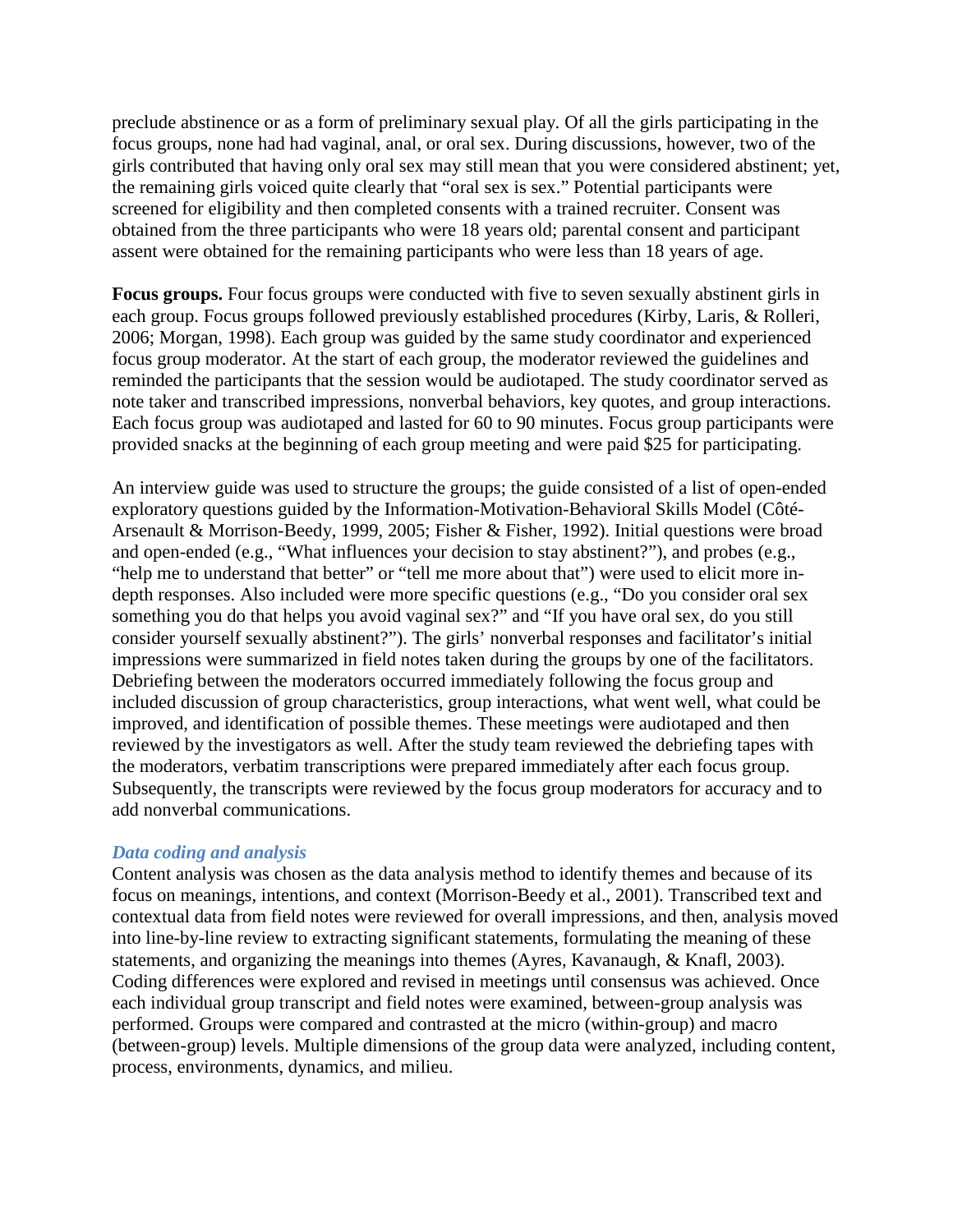preclude abstinence or as a form of preliminary sexual play. Of all the girls participating in the focus groups, none had had vaginal, anal, or oral sex. During discussions, however, two of the girls contributed that having only oral sex may still mean that you were considered abstinent; yet, the remaining girls voiced quite clearly that "oral sex is sex." Potential participants were screened for eligibility and then completed consents with a trained recruiter. Consent was obtained from the three participants who were 18 years old; parental consent and participant assent were obtained for the remaining participants who were less than 18 years of age.

**Focus groups.** Four focus groups were conducted with five to seven sexually abstinent girls in each group. Focus groups followed previously established procedures (Kirby, Laris, & Rolleri, 2006; Morgan, 1998). Each group was guided by the same study coordinator and experienced focus group moderator. At the start of each group, the moderator reviewed the guidelines and reminded the participants that the session would be audiotaped. The study coordinator served as note taker and transcribed impressions, nonverbal behaviors, key quotes, and group interactions. Each focus group was audiotaped and lasted for 60 to 90 minutes. Focus group participants were provided snacks at the beginning of each group meeting and were paid $25 for participating.

An interview guide was used to structure the groups; the guide consisted of a list of open-ended exploratory questions guided by the Information-Motivation-Behavioral Skills Model (Côté-Arsenault & Morrison-Beedy, 1999, 2005; Fisher & Fisher, 1992). Initial questions were broad and open-ended (e.g., "What influences your decision to stay abstinent?"), and probes (e.g., "help me to understand that better" or "tell me more about that") were used to elicit more in-depth responses. Also included were more specific questions (e.g., "Do you consider oral sex something you do that helps you avoid vaginal sex?" and "If you have oral sex, do you still consider yourself sexually abstinent?"). The girls' nonverbal responses and facilitator's initial impressions were summarized in field notes taken during the groups by one of the facilitators. Debriefing between the moderators occurred immediately following the focus group and included discussion of group characteristics, group interactions, what went well, what could be improved, and identification of possible themes. These meetings were audiotaped and then reviewed by the investigators as well. After the study team reviewed the debriefing tapes with the moderators, verbatim transcriptions were prepared immediately after each focus group. Subsequently, the transcripts were reviewed by the focus group moderators for accuracy and to add nonverbal communications.

### *Data coding and analysis*

Content analysis was chosen as the data analysis method to identify themes and because of its focus on meanings, intentions, and context (Morrison-Beedy et al., 2001). Transcribed text and contextual data from field notes were reviewed for overall impressions, and then, analysis moved into line-by-line review to extracting significant statements, formulating the meaning of these statements, and organizing the meanings into themes (Ayres, Kavanaugh, & Knafl, 2003). Coding differences were explored and revised in meetings until consensus was achieved. Once each individual group transcript and field notes were examined, between-group analysis was performed. Groups were compared and contrasted at the micro (within-group) and macro (between-group) levels. Multiple dimensions of the group data were analyzed, including content, process, environments, dynamics, and milieu.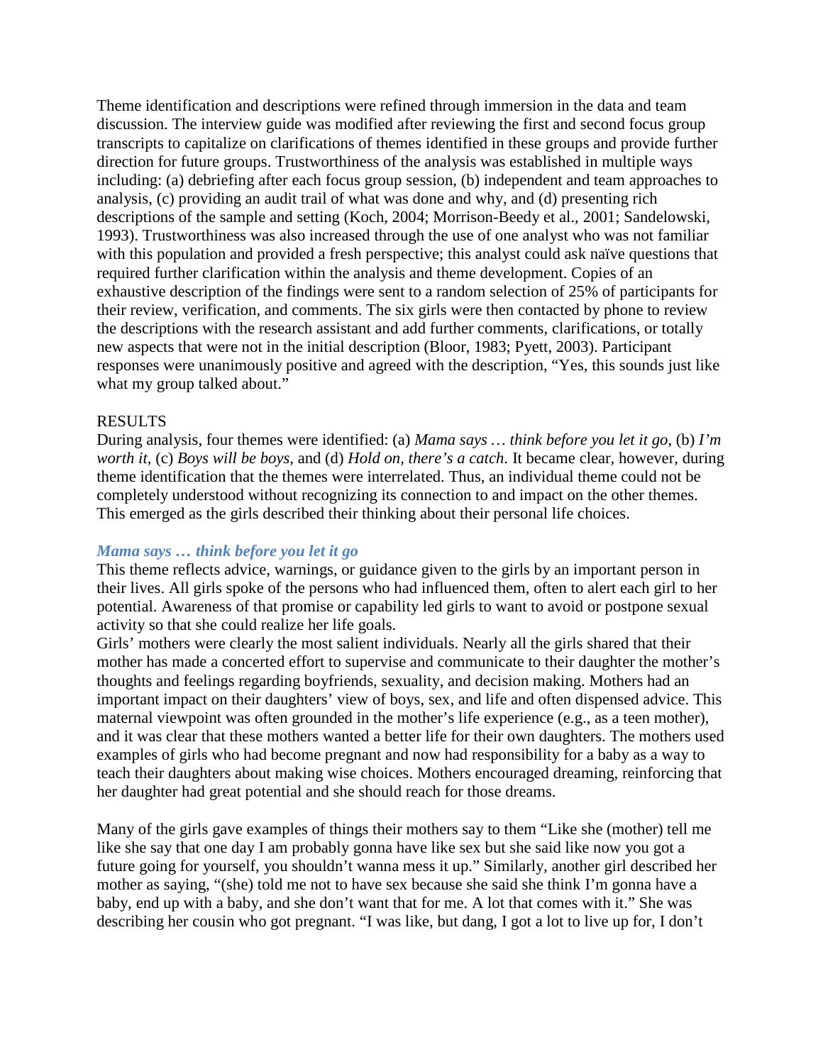Theme identification and descriptions were refined through immersion in the data and team discussion. The interview guide was modified after reviewing the first and second focus group transcripts to capitalize on clarifications of themes identified in these groups and provide further direction for future groups. Trustworthiness of the analysis was established in multiple ways including: (a) debriefing after each focus group session, (b) independent and team approaches to analysis, (c) providing an audit trail of what was done and why, and (d) presenting rich descriptions of the sample and setting (Koch, 2004; Morrison-Beedy et al., 2001; Sandelowski, 1993). Trustworthiness was also increased through the use of one analyst who was not familiar with this population and provided a fresh perspective; this analyst could ask naïve questions that required further clarification within the analysis and theme development. Copies of an exhaustive description of the findings were sent to a random selection of 25% of participants for their review, verification, and comments. The six girls were then contacted by phone to review the descriptions with the research assistant and add further comments, clarifications, or totally new aspects that were not in the initial description (Bloor, 1983; Pyett, 2003). Participant responses were unanimously positive and agreed with the description, "Yes, this sounds just like what my group talked about."

## RESULTS

During analysis, four themes were identified: (a) *Mama says … think before you let it go*, (b) *I'm worth it*, (c) *Boys will be boys*, and (d) *Hold on, there's a catch*. It became clear, however, during theme identification that the themes were interrelated. Thus, an individual theme could not be completely understood without recognizing its connection to and impact on the other themes. This emerged as the girls described their thinking about their personal life choices.

### *Mama says … think before you let it go*

This theme reflects advice, warnings, or guidance given to the girls by an important person in their lives. All girls spoke of the persons who had influenced them, often to alert each girl to her potential. Awareness of that promise or capability led girls to want to avoid or postpone sexual activity so that she could realize her life goals.

Girls' mothers were clearly the most salient individuals. Nearly all the girls shared that their mother has made a concerted effort to supervise and communicate to their daughter the mother's thoughts and feelings regarding boyfriends, sexuality, and decision making. Mothers had an important impact on their daughters' view of boys, sex, and life and often dispensed advice. This maternal viewpoint was often grounded in the mother's life experience (e.g., as a teen mother), and it was clear that these mothers wanted a better life for their own daughters. The mothers used examples of girls who had become pregnant and now had responsibility for a baby as a way to teach their daughters about making wise choices. Mothers encouraged dreaming, reinforcing that her daughter had great potential and she should reach for those dreams.

Many of the girls gave examples of things their mothers say to them "Like she (mother) tell me like she say that one day I am probably gonna have like sex but she said like now you got a future going for yourself, you shouldn't wanna mess it up." Similarly, another girl described her mother as saying, "(she) told me not to have sex because she said she think I'm gonna have a baby, end up with a baby, and she don't want that for me. A lot that comes with it." She was describing her cousin who got pregnant. "I was like, but dang, I got a lot to live up for, I don't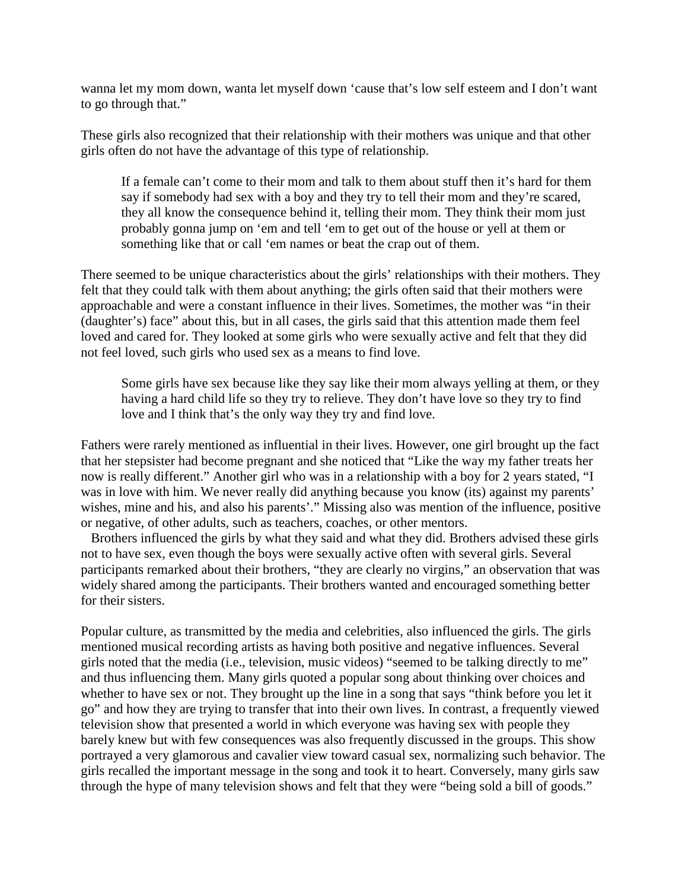wanna let my mom down, wanta let myself down 'cause that's low self esteem and I don't want to go through that."

These girls also recognized that their relationship with their mothers was unique and that other girls often do not have the advantage of this type of relationship.

> If a female can't come to their mom and talk to them about stuff then it's hard for them say if somebody had sex with a boy and they try to tell their mom and they're scared, they all know the consequence behind it, telling their mom. They think their mom just probably gonna jump on 'em and tell 'em to get out of the house or yell at them or something like that or call 'em names or beat the crap out of them.

There seemed to be unique characteristics about the girls' relationships with their mothers. They felt that they could talk with them about anything; the girls often said that their mothers were approachable and were a constant influence in their lives. Sometimes, the mother was "in their (daughter's) face" about this, but in all cases, the girls said that this attention made them feel loved and cared for. They looked at some girls who were sexually active and felt that they did not feel loved, such girls who used sex as a means to find love.

> Some girls have sex because like they say like their mom always yelling at them, or they having a hard child life so they try to relieve. They don't have love so they try to find love and I think that's the only way they try and find love.

Fathers were rarely mentioned as influential in their lives. However, one girl brought up the fact that her stepsister had become pregnant and she noticed that "Like the way my father treats her now is really different." Another girl who was in a relationship with a boy for 2 years stated, "I was in love with him. We never really did anything because you know (its) against my parents' wishes, mine and his, and also his parents'." Missing also was mention of the influence, positive or negative, of other adults, such as teachers, coaches, or other mentors.

Brothers influenced the girls by what they said and what they did. Brothers advised these girls not to have sex, even though the boys were sexually active often with several girls. Several participants remarked about their brothers, "they are clearly no virgins," an observation that was widely shared among the participants. Their brothers wanted and encouraged something better for their sisters.

Popular culture, as transmitted by the media and celebrities, also influenced the girls. The girls mentioned musical recording artists as having both positive and negative influences. Several girls noted that the media (i.e., television, music videos) "seemed to be talking directly to me" and thus influencing them. Many girls quoted a popular song about thinking over choices and whether to have sex or not. They brought up the line in a song that says "think before you let it go" and how they are trying to transfer that into their own lives. In contrast, a frequently viewed television show that presented a world in which everyone was having sex with people they barely knew but with few consequences was also frequently discussed in the groups. This show portrayed a very glamorous and cavalier view toward casual sex, normalizing such behavior. The girls recalled the important message in the song and took it to heart. Conversely, many girls saw through the hype of many television shows and felt that they were "being sold a bill of goods."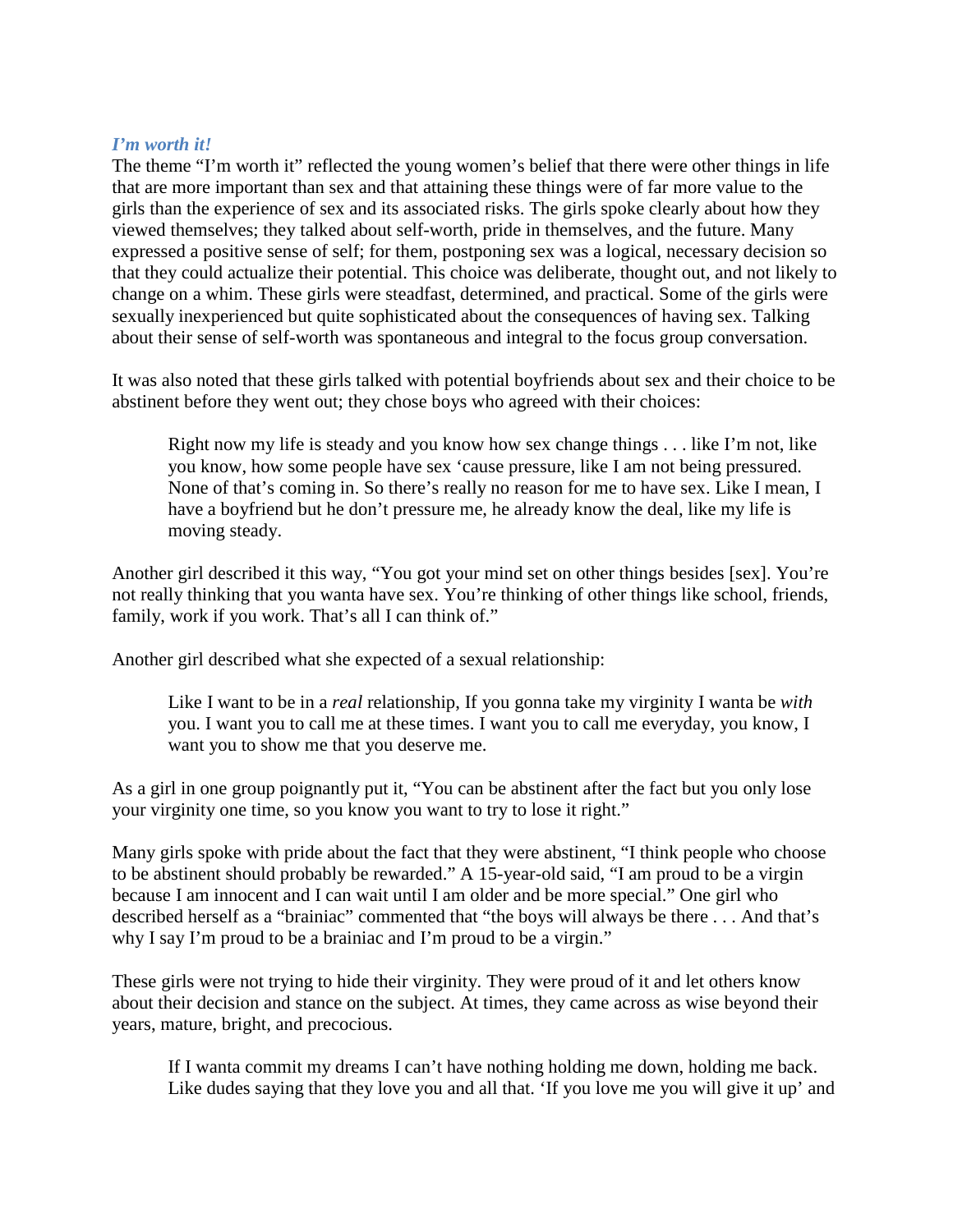### *I'm worth it!*

The theme "I'm worth it" reflected the young women's belief that there were other things in life that are more important than sex and that attaining these things were of far more value to the girls than the experience of sex and its associated risks. The girls spoke clearly about how they viewed themselves; they talked about self-worth, pride in themselves, and the future. Many expressed a positive sense of self; for them, postponing sex was a logical, necessary decision so that they could actualize their potential. This choice was deliberate, thought out, and not likely to change on a whim. These girls were steadfast, determined, and practical. Some of the girls were sexually inexperienced but quite sophisticated about the consequences of having sex. Talking about their sense of self-worth was spontaneous and integral to the focus group conversation.

It was also noted that these girls talked with potential boyfriends about sex and their choice to be abstinent before they went out; they chose boys who agreed with their choices:

> Right now my life is steady and you know how sex change things . . . like I'm not, like you know, how some people have sex 'cause pressure, like I am not being pressured. None of that's coming in. So there's really no reason for me to have sex. Like I mean, I have a boyfriend but he don't pressure me, he already know the deal, like my life is moving steady.

Another girl described it this way, "You got your mind set on other things besides [sex]. You're not really thinking that you wanta have sex. You're thinking of other things like school, friends, family, work if you work. That's all I can think of."

Another girl described what she expected of a sexual relationship:

> Like I want to be in a *real* relationship, If you gonna take my virginity I wanta be *with* you. I want you to call me at these times. I want you to call me everyday, you know, I want you to show me that you deserve me.

As a girl in one group poignantly put it, "You can be abstinent after the fact but you only lose your virginity one time, so you know you want to try to lose it right."

Many girls spoke with pride about the fact that they were abstinent, "I think people who choose to be abstinent should probably be rewarded." A 15-year-old said, "I am proud to be a virgin because I am innocent and I can wait until I am older and be more special." One girl who described herself as a "brainiac" commented that "the boys will always be there . . . And that's why I say I'm proud to be a brainiac and I'm proud to be a virgin."

These girls were not trying to hide their virginity. They were proud of it and let others know about their decision and stance on the subject. At times, they came across as wise beyond their years, mature, bright, and precocious.

> If I wanta commit my dreams I can't have nothing holding me down, holding me back. Like dudes saying that they love you and all that. 'If you love me you will give it up' and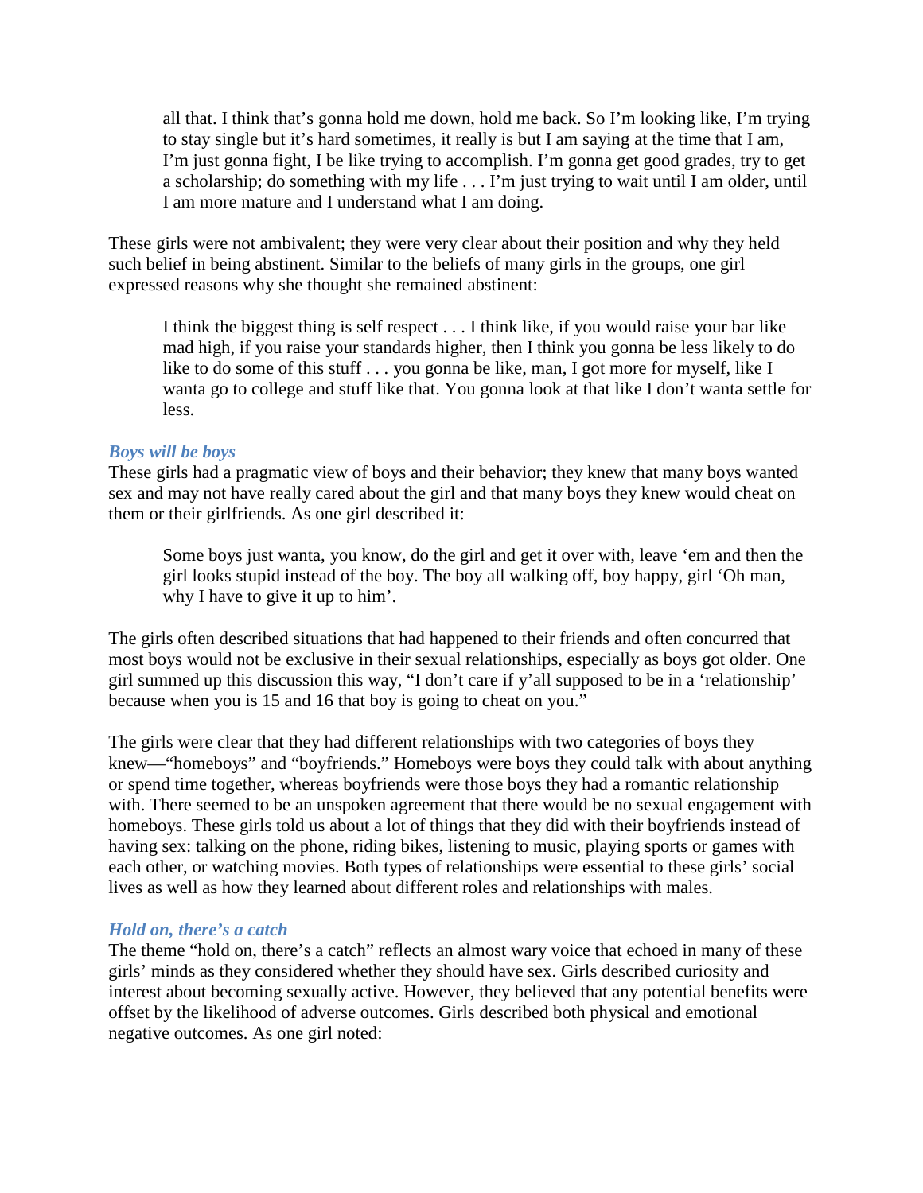> all that. I think that's gonna hold me down, hold me back. So I'm looking like, I'm trying to stay single but it's hard sometimes, it really is but I am saying at the time that I am, I'm just gonna fight, I be like trying to accomplish. I'm gonna get good grades, try to get a scholarship; do something with my life . . . I'm just trying to wait until I am older, until I am more mature and I understand what I am doing.

These girls were not ambivalent; they were very clear about their position and why they held such belief in being abstinent. Similar to the beliefs of many girls in the groups, one girl expressed reasons why she thought she remained abstinent:

> I think the biggest thing is self respect . . . I think like, if you would raise your bar like mad high, if you raise your standards higher, then I think you gonna be less likely to do like to do some of this stuff . . . you gonna be like, man, I got more for myself, like I wanta go to college and stuff like that. You gonna look at that like I don't wanta settle for less.

### *Boys will be boys*

These girls had a pragmatic view of boys and their behavior; they knew that many boys wanted sex and may not have really cared about the girl and that many boys they knew would cheat on them or their girlfriends. As one girl described it:

> Some boys just wanta, you know, do the girl and get it over with, leave 'em and then the girl looks stupid instead of the boy. The boy all walking off, boy happy, girl 'Oh man, why I have to give it up to him'.

The girls often described situations that had happened to their friends and often concurred that most boys would not be exclusive in their sexual relationships, especially as boys got older. One girl summed up this discussion this way, "I don't care if y'all supposed to be in a 'relationship' because when you is 15 and 16 that boy is going to cheat on you."

The girls were clear that they had different relationships with two categories of boys they knew—"homeboys" and "boyfriends." Homeboys were boys they could talk with about anything or spend time together, whereas boyfriends were those boys they had a romantic relationship with. There seemed to be an unspoken agreement that there would be no sexual engagement with homeboys. These girls told us about a lot of things that they did with their boyfriends instead of having sex: talking on the phone, riding bikes, listening to music, playing sports or games with each other, or watching movies. Both types of relationships were essential to these girls' social lives as well as how they learned about different roles and relationships with males.

### *Hold on, there's a catch*

The theme "hold on, there's a catch" reflects an almost wary voice that echoed in many of these girls' minds as they considered whether they should have sex. Girls described curiosity and interest about becoming sexually active. However, they believed that any potential benefits were offset by the likelihood of adverse outcomes. Girls described both physical and emotional negative outcomes. As one girl noted: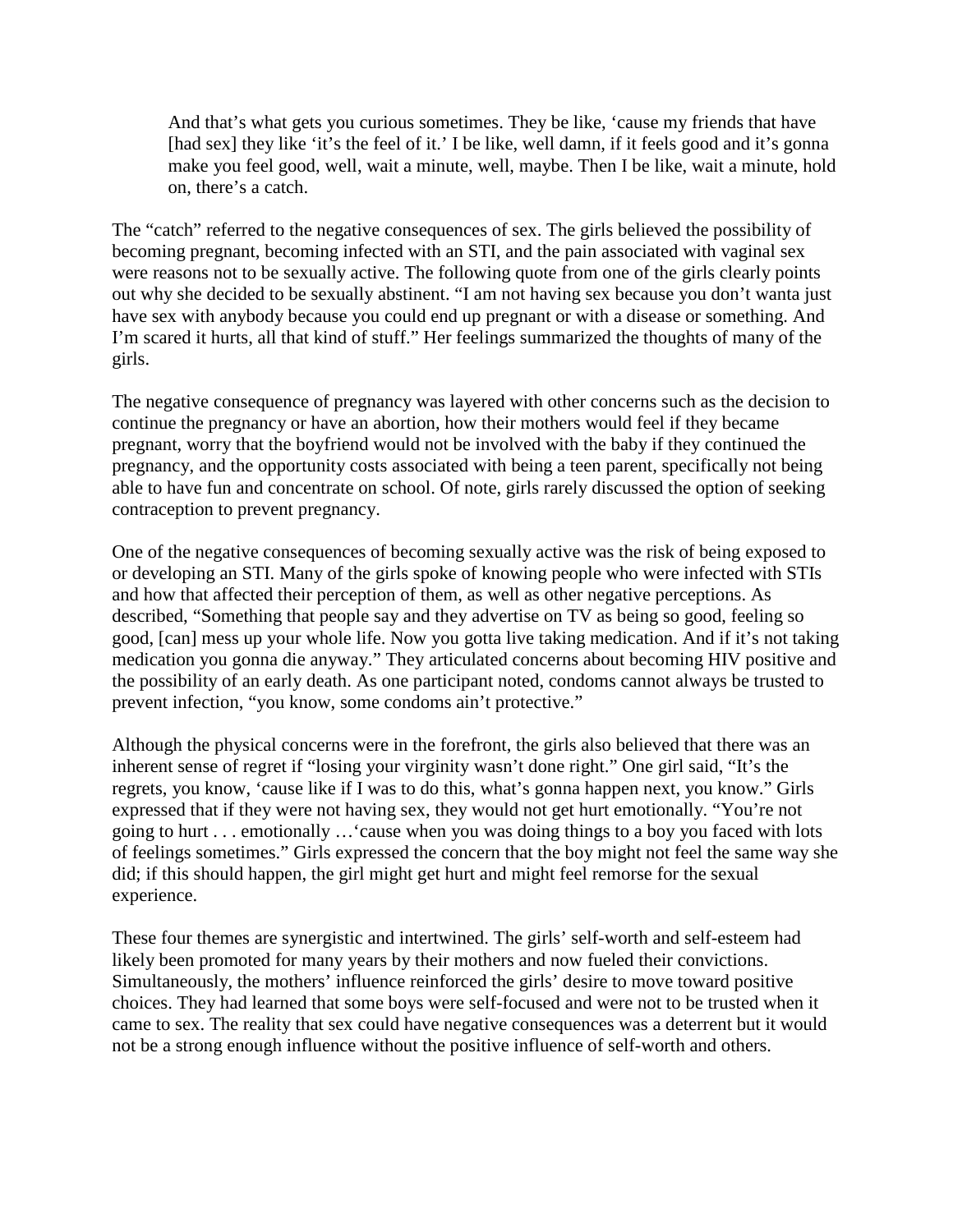> And that's what gets you curious sometimes. They be like, 'cause my friends that have [had sex] they like 'it's the feel of it.' I be like, well damn, if it feels good and it's gonna make you feel good, well, wait a minute, well, maybe. Then I be like, wait a minute, hold on, there's a catch.

The "catch" referred to the negative consequences of sex. The girls believed the possibility of becoming pregnant, becoming infected with an STI, and the pain associated with vaginal sex were reasons not to be sexually active. The following quote from one of the girls clearly points out why she decided to be sexually abstinent. "I am not having sex because you don't wanta just have sex with anybody because you could end up pregnant or with a disease or something. And I'm scared it hurts, all that kind of stuff." Her feelings summarized the thoughts of many of the girls.

The negative consequence of pregnancy was layered with other concerns such as the decision to continue the pregnancy or have an abortion, how their mothers would feel if they became pregnant, worry that the boyfriend would not be involved with the baby if they continued the pregnancy, and the opportunity costs associated with being a teen parent, specifically not being able to have fun and concentrate on school. Of note, girls rarely discussed the option of seeking contraception to prevent pregnancy.

One of the negative consequences of becoming sexually active was the risk of being exposed to or developing an STI. Many of the girls spoke of knowing people who were infected with STIs and how that affected their perception of them, as well as other negative perceptions. As described, "Something that people say and they advertise on TV as being so good, feeling so good, [can] mess up your whole life. Now you gotta live taking medication. And if it's not taking medication you gonna die anyway." They articulated concerns about becoming HIV positive and the possibility of an early death. As one participant noted, condoms cannot always be trusted to prevent infection, "you know, some condoms ain't protective."

Although the physical concerns were in the forefront, the girls also believed that there was an inherent sense of regret if "losing your virginity wasn't done right." One girl said, "It's the regrets, you know, 'cause like if I was to do this, what's gonna happen next, you know." Girls expressed that if they were not having sex, they would not get hurt emotionally. "You're not going to hurt . . . emotionally …'cause when you was doing things to a boy you faced with lots of feelings sometimes." Girls expressed the concern that the boy might not feel the same way she did; if this should happen, the girl might get hurt and might feel remorse for the sexual experience.

These four themes are synergistic and intertwined. The girls' self-worth and self-esteem had likely been promoted for many years by their mothers and now fueled their convictions. Simultaneously, the mothers' influence reinforced the girls' desire to move toward positive choices. They had learned that some boys were self-focused and were not to be trusted when it came to sex. The reality that sex could have negative consequences was a deterrent but it would not be a strong enough influence without the positive influence of self-worth and others.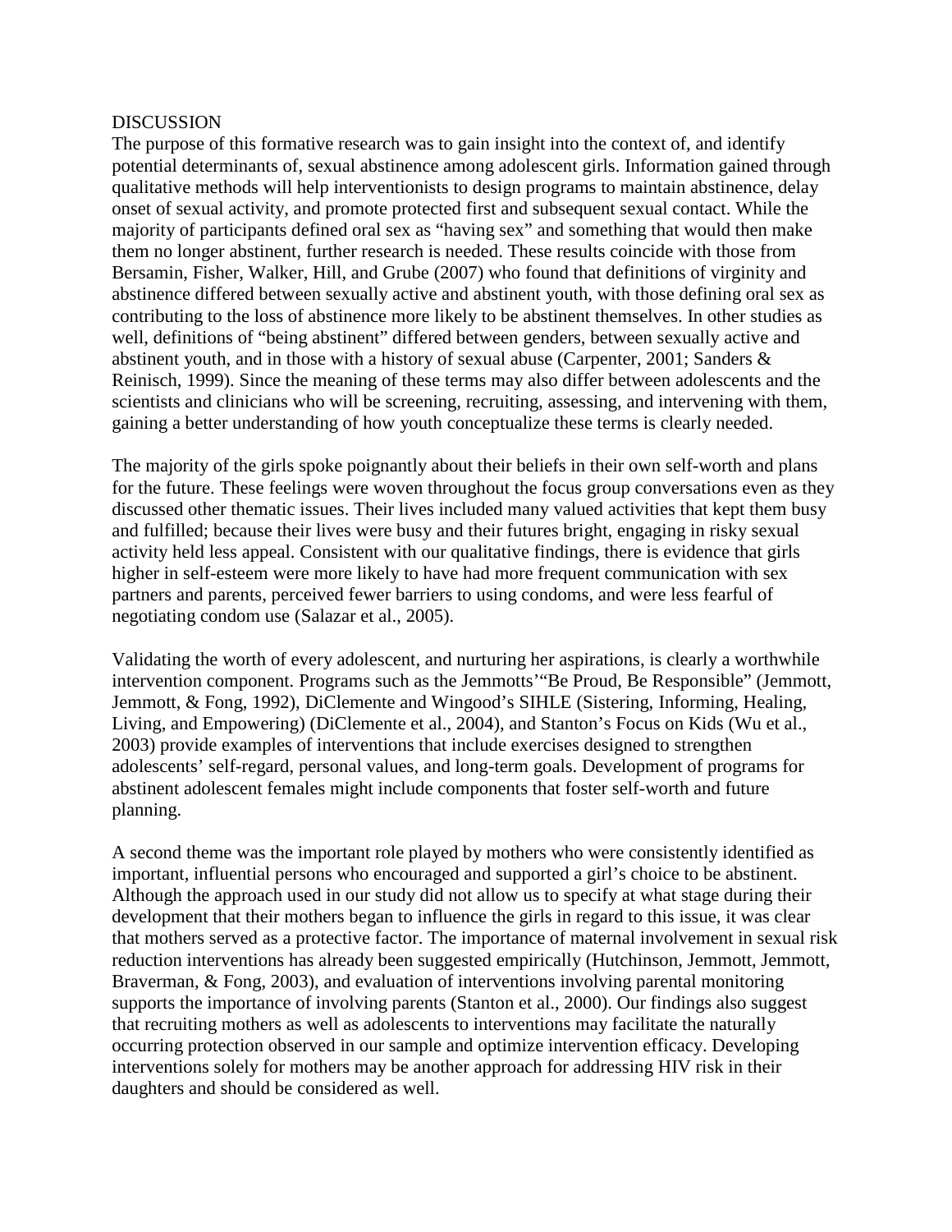## DISCUSSION

The purpose of this formative research was to gain insight into the context of, and identify potential determinants of, sexual abstinence among adolescent girls. Information gained through qualitative methods will help interventionists to design programs to maintain abstinence, delay onset of sexual activity, and promote protected first and subsequent sexual contact. While the majority of participants defined oral sex as "having sex" and something that would then make them no longer abstinent, further research is needed. These results coincide with those from Bersamin, Fisher, Walker, Hill, and Grube (2007) who found that definitions of virginity and abstinence differed between sexually active and abstinent youth, with those defining oral sex as contributing to the loss of abstinence more likely to be abstinent themselves. In other studies as well, definitions of "being abstinent" differed between genders, between sexually active and abstinent youth, and in those with a history of sexual abuse (Carpenter, 2001; Sanders & Reinisch, 1999). Since the meaning of these terms may also differ between adolescents and the scientists and clinicians who will be screening, recruiting, assessing, and intervening with them, gaining a better understanding of how youth conceptualize these terms is clearly needed.

The majority of the girls spoke poignantly about their beliefs in their own self-worth and plans for the future. These feelings were woven throughout the focus group conversations even as they discussed other thematic issues. Their lives included many valued activities that kept them busy and fulfilled; because their lives were busy and their futures bright, engaging in risky sexual activity held less appeal. Consistent with our qualitative findings, there is evidence that girls higher in self-esteem were more likely to have had more frequent communication with sex partners and parents, perceived fewer barriers to using condoms, and were less fearful of negotiating condom use (Salazar et al., 2005).

Validating the worth of every adolescent, and nurturing her aspirations, is clearly a worthwhile intervention component. Programs such as the Jemmotts'"Be Proud, Be Responsible" (Jemmott, Jemmott, & Fong, 1992), DiClemente and Wingood's SIHLE (Sistering, Informing, Healing, Living, and Empowering) (DiClemente et al., 2004), and Stanton's Focus on Kids (Wu et al., 2003) provide examples of interventions that include exercises designed to strengthen adolescents' self-regard, personal values, and long-term goals. Development of programs for abstinent adolescent females might include components that foster self-worth and future planning.

A second theme was the important role played by mothers who were consistently identified as important, influential persons who encouraged and supported a girl's choice to be abstinent. Although the approach used in our study did not allow us to specify at what stage during their development that their mothers began to influence the girls in regard to this issue, it was clear that mothers served as a protective factor. The importance of maternal involvement in sexual risk reduction interventions has already been suggested empirically (Hutchinson, Jemmott, Jemmott, Braverman, & Fong, 2003), and evaluation of interventions involving parental monitoring supports the importance of involving parents (Stanton et al., 2000). Our findings also suggest that recruiting mothers as well as adolescents to interventions may facilitate the naturally occurring protection observed in our sample and optimize intervention efficacy. Developing interventions solely for mothers may be another approach for addressing HIV risk in their daughters and should be considered as well.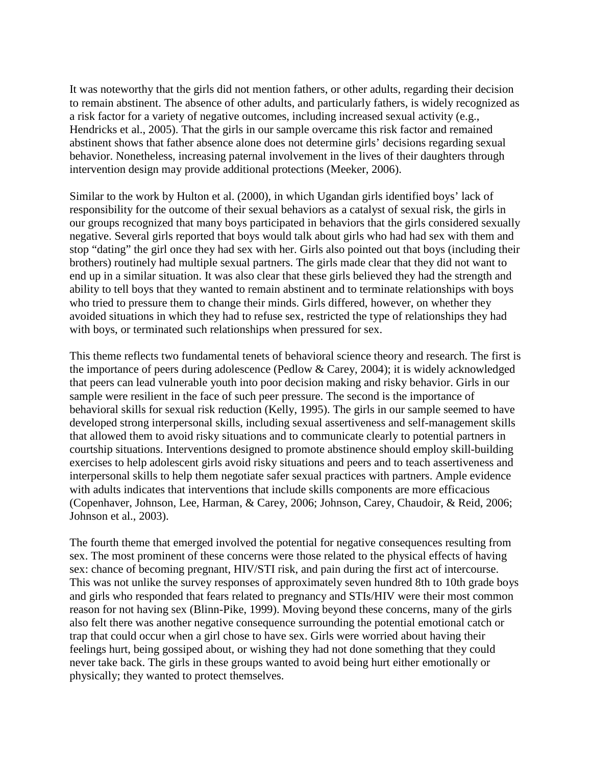It was noteworthy that the girls did not mention fathers, or other adults, regarding their decision to remain abstinent. The absence of other adults, and particularly fathers, is widely recognized as a risk factor for a variety of negative outcomes, including increased sexual activity (e.g., Hendricks et al., 2005). That the girls in our sample overcame this risk factor and remained abstinent shows that father absence alone does not determine girls' decisions regarding sexual behavior. Nonetheless, increasing paternal involvement in the lives of their daughters through intervention design may provide additional protections (Meeker, 2006).

Similar to the work by Hulton et al. (2000), in which Ugandan girls identified boys' lack of responsibility for the outcome of their sexual behaviors as a catalyst of sexual risk, the girls in our groups recognized that many boys participated in behaviors that the girls considered sexually negative. Several girls reported that boys would talk about girls who had had sex with them and stop "dating" the girl once they had sex with her. Girls also pointed out that boys (including their brothers) routinely had multiple sexual partners. The girls made clear that they did not want to end up in a similar situation. It was also clear that these girls believed they had the strength and ability to tell boys that they wanted to remain abstinent and to terminate relationships with boys who tried to pressure them to change their minds. Girls differed, however, on whether they avoided situations in which they had to refuse sex, restricted the type of relationships they had with boys, or terminated such relationships when pressured for sex.

This theme reflects two fundamental tenets of behavioral science theory and research. The first is the importance of peers during adolescence (Pedlow & Carey, 2004); it is widely acknowledged that peers can lead vulnerable youth into poor decision making and risky behavior. Girls in our sample were resilient in the face of such peer pressure. The second is the importance of behavioral skills for sexual risk reduction (Kelly, 1995). The girls in our sample seemed to have developed strong interpersonal skills, including sexual assertiveness and self-management skills that allowed them to avoid risky situations and to communicate clearly to potential partners in courtship situations. Interventions designed to promote abstinence should employ skill-building exercises to help adolescent girls avoid risky situations and peers and to teach assertiveness and interpersonal skills to help them negotiate safer sexual practices with partners. Ample evidence with adults indicates that interventions that include skills components are more efficacious (Copenhaver, Johnson, Lee, Harman, & Carey, 2006; Johnson, Carey, Chaudoir, & Reid, 2006; Johnson et al., 2003).

The fourth theme that emerged involved the potential for negative consequences resulting from sex. The most prominent of these concerns were those related to the physical effects of having sex: chance of becoming pregnant, HIV/STI risk, and pain during the first act of intercourse. This was not unlike the survey responses of approximately seven hundred 8th to 10th grade boys and girls who responded that fears related to pregnancy and STIs/HIV were their most common reason for not having sex (Blinn-Pike, 1999). Moving beyond these concerns, many of the girls also felt there was another negative consequence surrounding the potential emotional catch or trap that could occur when a girl chose to have sex. Girls were worried about having their feelings hurt, being gossiped about, or wishing they had not done something that they could never take back. The girls in these groups wanted to avoid being hurt either emotionally or physically; they wanted to protect themselves.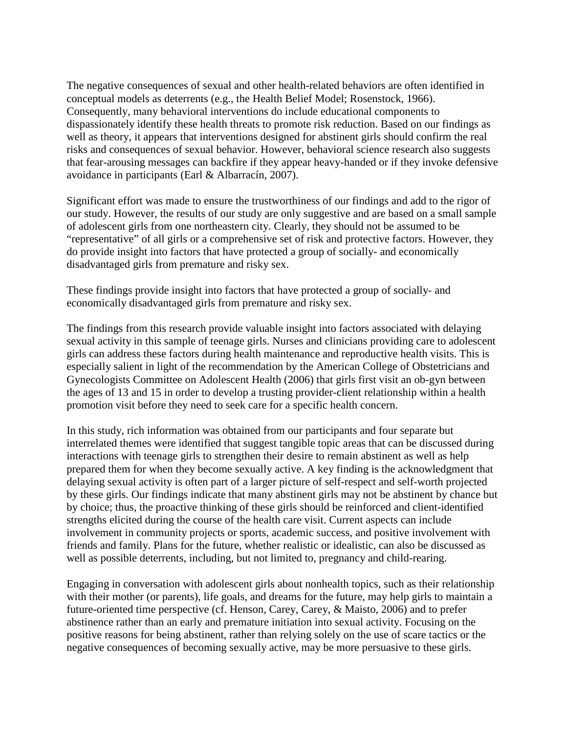The negative consequences of sexual and other health-related behaviors are often identified in conceptual models as deterrents (e.g., the Health Belief Model; Rosenstock, 1966). Consequently, many behavioral interventions do include educational components to dispassionately identify these health threats to promote risk reduction. Based on our findings as well as theory, it appears that interventions designed for abstinent girls should confirm the real risks and consequences of sexual behavior. However, behavioral science research also suggests that fear-arousing messages can backfire if they appear heavy-handed or if they invoke defensive avoidance in participants (Earl & Albarracín, 2007).

Significant effort was made to ensure the trustworthiness of our findings and add to the rigor of our study. However, the results of our study are only suggestive and are based on a small sample of adolescent girls from one northeastern city. Clearly, they should not be assumed to be "representative" of all girls or a comprehensive set of risk and protective factors. However, they do provide insight into factors that have protected a group of socially- and economically disadvantaged girls from premature and risky sex.

These findings provide insight into factors that have protected a group of socially- and economically disadvantaged girls from premature and risky sex.

The findings from this research provide valuable insight into factors associated with delaying sexual activity in this sample of teenage girls. Nurses and clinicians providing care to adolescent girls can address these factors during health maintenance and reproductive health visits. This is especially salient in light of the recommendation by the American College of Obstetricians and Gynecologists Committee on Adolescent Health (2006) that girls first visit an ob-gyn between the ages of 13 and 15 in order to develop a trusting provider-client relationship within a health promotion visit before they need to seek care for a specific health concern.

In this study, rich information was obtained from our participants and four separate but interrelated themes were identified that suggest tangible topic areas that can be discussed during interactions with teenage girls to strengthen their desire to remain abstinent as well as help prepared them for when they become sexually active. A key finding is the acknowledgment that delaying sexual activity is often part of a larger picture of self-respect and self-worth projected by these girls. Our findings indicate that many abstinent girls may not be abstinent by chance but by choice; thus, the proactive thinking of these girls should be reinforced and client-identified strengths elicited during the course of the health care visit. Current aspects can include involvement in community projects or sports, academic success, and positive involvement with friends and family. Plans for the future, whether realistic or idealistic, can also be discussed as well as possible deterrents, including, but not limited to, pregnancy and child-rearing.

Engaging in conversation with adolescent girls about nonhealth topics, such as their relationship with their mother (or parents), life goals, and dreams for the future, may help girls to maintain a future-oriented time perspective (cf. Henson, Carey, Carey, & Maisto, 2006) and to prefer abstinence rather than an early and premature initiation into sexual activity. Focusing on the positive reasons for being abstinent, rather than relying solely on the use of scare tactics or the negative consequences of becoming sexually active, may be more persuasive to these girls.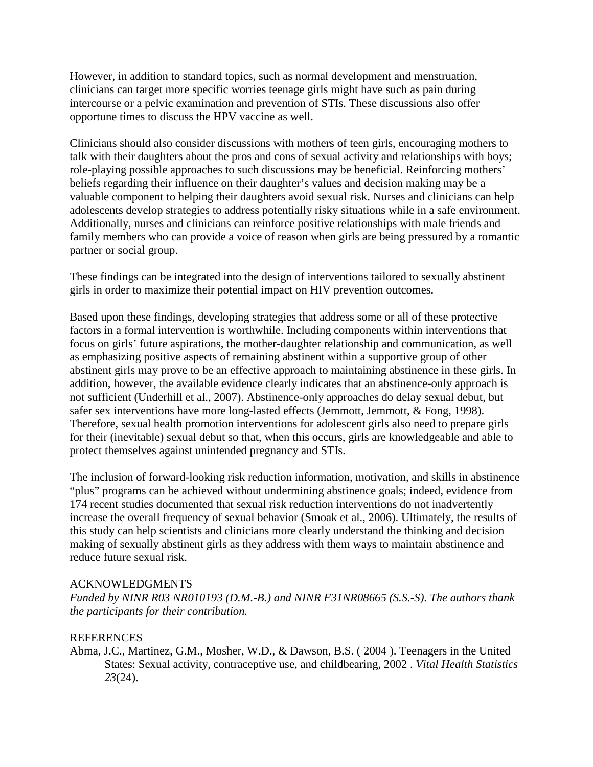However, in addition to standard topics, such as normal development and menstruation, clinicians can target more specific worries teenage girls might have such as pain during intercourse or a pelvic examination and prevention of STIs. These discussions also offer opportune times to discuss the HPV vaccine as well.

Clinicians should also consider discussions with mothers of teen girls, encouraging mothers to talk with their daughters about the pros and cons of sexual activity and relationships with boys; role-playing possible approaches to such discussions may be beneficial. Reinforcing mothers' beliefs regarding their influence on their daughter's values and decision making may be a valuable component to helping their daughters avoid sexual risk. Nurses and clinicians can help adolescents develop strategies to address potentially risky situations while in a safe environment. Additionally, nurses and clinicians can reinforce positive relationships with male friends and family members who can provide a voice of reason when girls are being pressured by a romantic partner or social group.

These findings can be integrated into the design of interventions tailored to sexually abstinent girls in order to maximize their potential impact on HIV prevention outcomes.

Based upon these findings, developing strategies that address some or all of these protective factors in a formal intervention is worthwhile. Including components within interventions that focus on girls' future aspirations, the mother-daughter relationship and communication, as well as emphasizing positive aspects of remaining abstinent within a supportive group of other abstinent girls may prove to be an effective approach to maintaining abstinence in these girls. In addition, however, the available evidence clearly indicates that an abstinence-only approach is not sufficient (Underhill et al., 2007). Abstinence-only approaches do delay sexual debut, but safer sex interventions have more long-lasted effects (Jemmott, Jemmott, & Fong, 1998). Therefore, sexual health promotion interventions for adolescent girls also need to prepare girls for their (inevitable) sexual debut so that, when this occurs, girls are knowledgeable and able to protect themselves against unintended pregnancy and STIs.

The inclusion of forward-looking risk reduction information, motivation, and skills in abstinence "plus" programs can be achieved without undermining abstinence goals; indeed, evidence from 174 recent studies documented that sexual risk reduction interventions do not inadvertently increase the overall frequency of sexual behavior (Smoak et al., 2006). Ultimately, the results of this study can help scientists and clinicians more clearly understand the thinking and decision making of sexually abstinent girls as they address with them ways to maintain abstinence and reduce future sexual risk.

## ACKNOWLEDGMENTS

*Funded by NINR R03 NR010193 (D.M.-B.) and NINR F31NR08665 (S.S.-S). The authors thank the participants for their contribution.*

## REFERENCES

Abma, J.C., Martinez, G.M., Mosher, W.D., & Dawson, B.S. ( 2004 ). Teenagers in the United States: Sexual activity, contraceptive use, and childbearing, 2002 . *Vital Health Statistics 23*(24).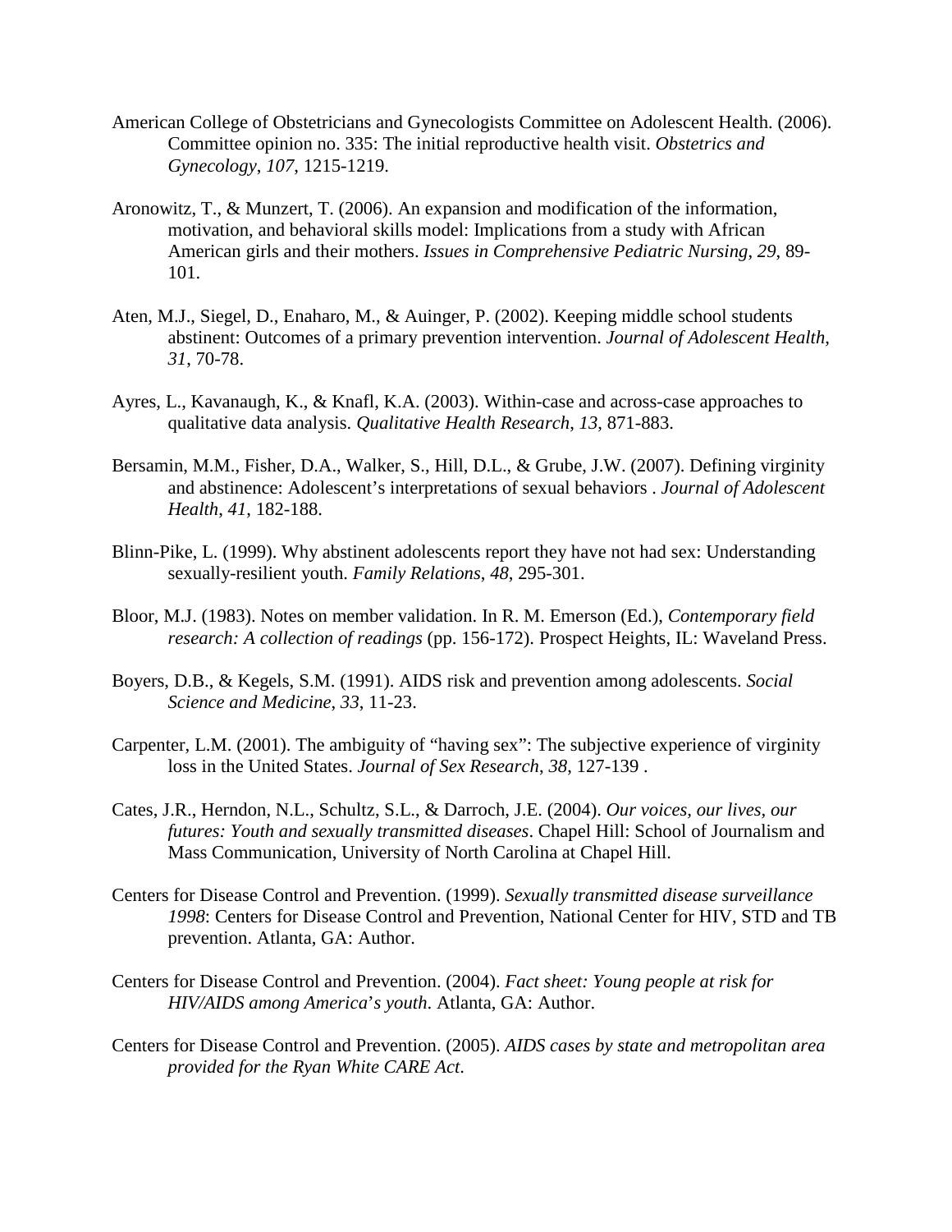American College of Obstetricians and Gynecologists Committee on Adolescent Health. (2006). Committee opinion no. 335: The initial reproductive health visit. *Obstetrics and Gynecology*, *107*, 1215-1219.

Aronowitz, T., & Munzert, T. (2006). An expansion and modification of the information, motivation, and behavioral skills model: Implications from a study with African American girls and their mothers. *Issues in Comprehensive Pediatric Nursing*, *29*, 89-101.

Aten, M.J., Siegel, D., Enaharo, M., & Auinger, P. (2002). Keeping middle school students abstinent: Outcomes of a primary prevention intervention. *Journal of Adolescent Health*, *31*, 70-78.

Ayres, L., Kavanaugh, K., & Knafl, K.A. (2003). Within-case and across-case approaches to qualitative data analysis. *Qualitative Health Research*, *13*, 871-883.

Bersamin, M.M., Fisher, D.A., Walker, S., Hill, D.L., & Grube, J.W. (2007). Defining virginity and abstinence: Adolescent's interpretations of sexual behaviors . *Journal of Adolescent Health*, *41*, 182-188.

Blinn-Pike, L. (1999). Why abstinent adolescents report they have not had sex: Understanding sexually-resilient youth. *Family Relations*, *48*, 295-301.

Bloor, M.J. (1983). Notes on member validation. In R. M. Emerson (Ed.), *Contemporary field research: A collection of readings* (pp. 156-172). Prospect Heights, IL: Waveland Press.

Boyers, D.B., & Kegels, S.M. (1991). AIDS risk and prevention among adolescents. *Social Science and Medicine*, *33*, 11-23.

Carpenter, L.M. (2001). The ambiguity of "having sex": The subjective experience of virginity loss in the United States. *Journal of Sex Research*, *38*, 127-139 .

Cates, J.R., Herndon, N.L., Schultz, S.L., & Darroch, J.E. (2004). *Our voices, our lives, our futures: Youth and sexually transmitted diseases*. Chapel Hill: School of Journalism and Mass Communication, University of North Carolina at Chapel Hill.

Centers for Disease Control and Prevention. (1999). *Sexually transmitted disease surveillance 1998*: Centers for Disease Control and Prevention, National Center for HIV, STD and TB prevention. Atlanta, GA: Author.

Centers for Disease Control and Prevention. (2004). *Fact sheet: Young people at risk for HIV/AIDS among America's youth*. Atlanta, GA: Author.

Centers for Disease Control and Prevention. (2005). *AIDS cases by state and metropolitan area provided for the Ryan White CARE Act*.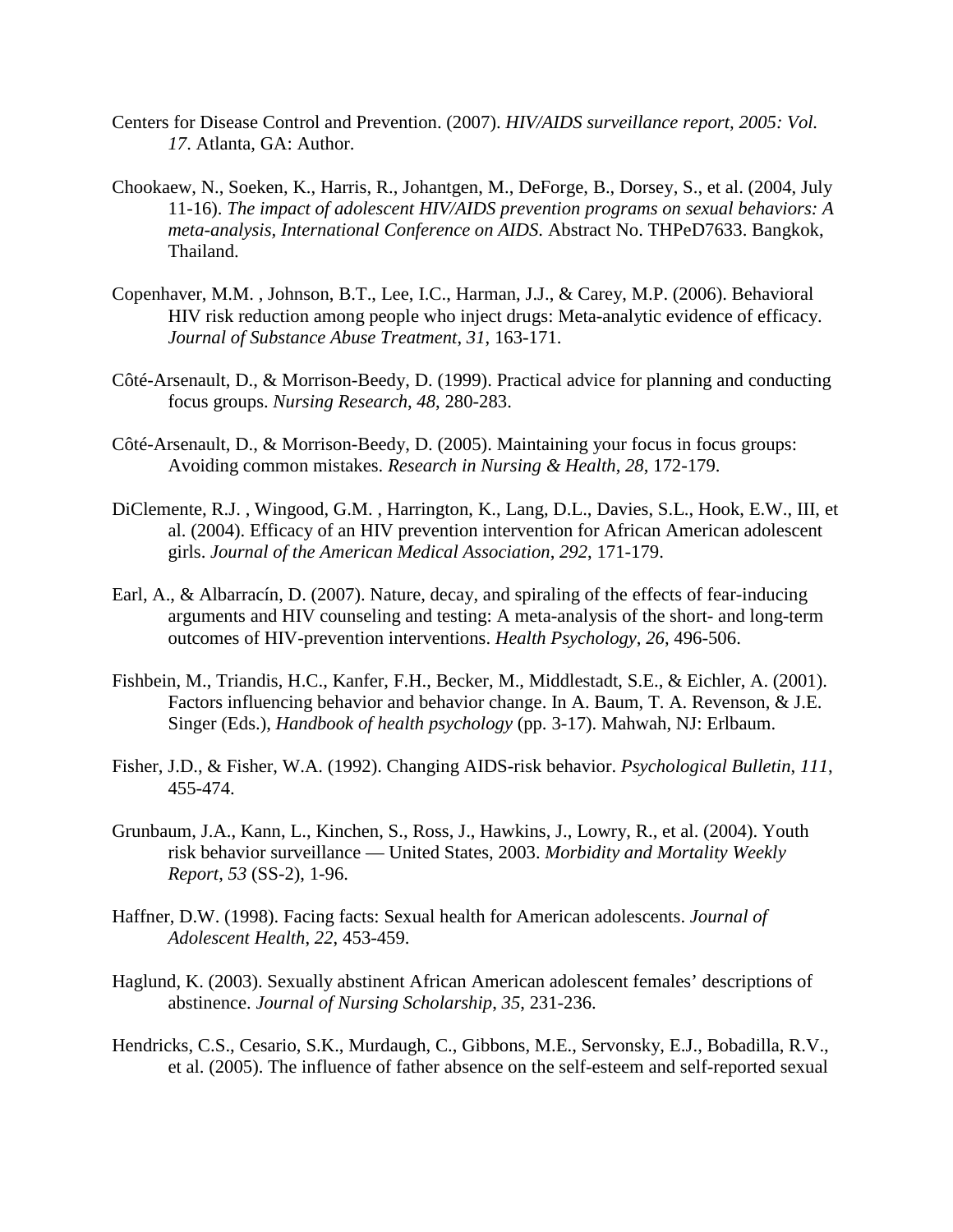Centers for Disease Control and Prevention. (2007). *HIV/AIDS surveillance report, 2005: Vol. 17*. Atlanta, GA: Author.

Chookaew, N., Soeken, K., Harris, R., Johantgen, M., DeForge, B., Dorsey, S., et al. (2004, July 11-16). *The impact of adolescent HIV/AIDS prevention programs on sexual behaviors: A meta-analysis, International Conference on AIDS.* Abstract No. THPeD7633. Bangkok, Thailand.

Copenhaver, M.M. , Johnson, B.T., Lee, I.C., Harman, J.J., & Carey, M.P. (2006). Behavioral HIV risk reduction among people who inject drugs: Meta-analytic evidence of efficacy. *Journal of Substance Abuse Treatment*, *31*, 163-171.

Côté-Arsenault, D., & Morrison-Beedy, D. (1999). Practical advice for planning and conducting focus groups. *Nursing Research*, *48*, 280-283.

Côté-Arsenault, D., & Morrison-Beedy, D. (2005). Maintaining your focus in focus groups: Avoiding common mistakes. *Research in Nursing & Health*, *28*, 172-179.

DiClemente, R.J. , Wingood, G.M. , Harrington, K., Lang, D.L., Davies, S.L., Hook, E.W., III, et al. (2004). Efficacy of an HIV prevention intervention for African American adolescent girls. *Journal of the American Medical Association*, *292*, 171-179.

Earl, A., & Albarracín, D. (2007). Nature, decay, and spiraling of the effects of fear-inducing arguments and HIV counseling and testing: A meta-analysis of the short- and long-term outcomes of HIV-prevention interventions. *Health Psychology*, *26*, 496-506.

Fishbein, M., Triandis, H.C., Kanfer, F.H., Becker, M., Middlestadt, S.E., & Eichler, A. (2001). Factors influencing behavior and behavior change. In A. Baum, T. A. Revenson, & J.E. Singer (Eds.), *Handbook of health psychology* (pp. 3-17). Mahwah, NJ: Erlbaum.

Fisher, J.D., & Fisher, W.A. (1992). Changing AIDS-risk behavior. *Psychological Bulletin*, *111*, 455-474.

Grunbaum, J.A., Kann, L., Kinchen, S., Ross, J., Hawkins, J., Lowry, R., et al. (2004). Youth risk behavior surveillance — United States, 2003. *Morbidity and Mortality Weekly Report*, *53* (SS-2), 1-96.

Haffner, D.W. (1998). Facing facts: Sexual health for American adolescents. *Journal of Adolescent Health*, *22*, 453-459.

Haglund, K. (2003). Sexually abstinent African American adolescent females' descriptions of abstinence. *Journal of Nursing Scholarship*, *35*, 231-236.

Hendricks, C.S., Cesario, S.K., Murdaugh, C., Gibbons, M.E., Servonsky, E.J., Bobadilla, R.V., et al. (2005). The influence of father absence on the self-esteem and self-reported sexual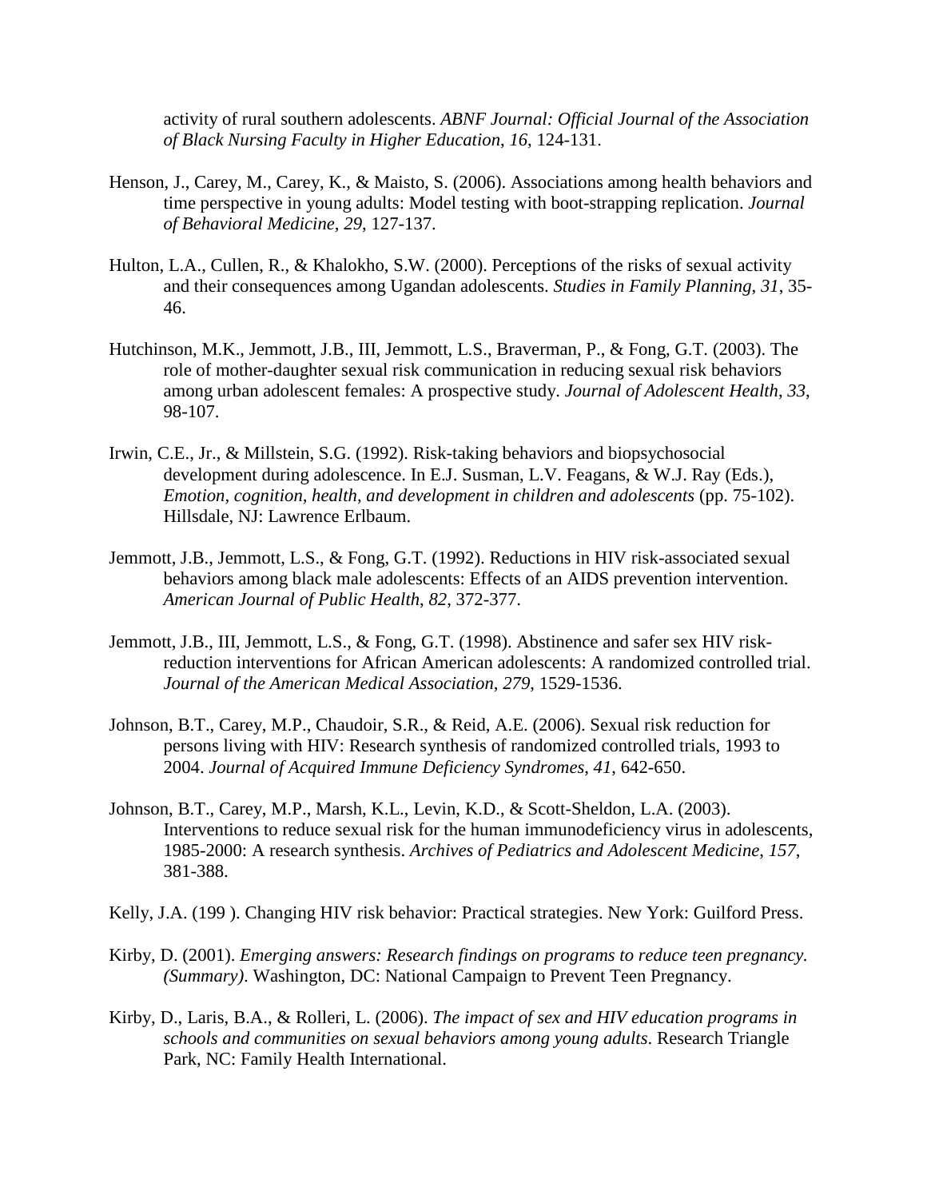activity of rural southern adolescents. *ABNF Journal: Official Journal of the Association of Black Nursing Faculty in Higher Education*, *16*, 124-131.

Henson, J., Carey, M., Carey, K., & Maisto, S. (2006). Associations among health behaviors and time perspective in young adults: Model testing with boot-strapping replication. *Journal of Behavioral Medicine*, *29*, 127-137.

Hulton, L.A., Cullen, R., & Khalokho, S.W. (2000). Perceptions of the risks of sexual activity and their consequences among Ugandan adolescents. *Studies in Family Planning*, *31*, 35-46.

Hutchinson, M.K., Jemmott, J.B., III, Jemmott, L.S., Braverman, P., & Fong, G.T. (2003). The role of mother-daughter sexual risk communication in reducing sexual risk behaviors among urban adolescent females: A prospective study. *Journal of Adolescent Health*, *33*, 98-107.

Irwin, C.E., Jr., & Millstein, S.G. (1992). Risk-taking behaviors and biopsychosocial development during adolescence. In E.J. Susman, L.V. Feagans, & W.J. Ray (Eds.), *Emotion, cognition, health, and development in children and adolescents* (pp. 75-102). Hillsdale, NJ: Lawrence Erlbaum.

Jemmott, J.B., Jemmott, L.S., & Fong, G.T. (1992). Reductions in HIV risk-associated sexual behaviors among black male adolescents: Effects of an AIDS prevention intervention. *American Journal of Public Health*, *82*, 372-377.

Jemmott, J.B., III, Jemmott, L.S., & Fong, G.T. (1998). Abstinence and safer sex HIV risk-reduction interventions for African American adolescents: A randomized controlled trial. *Journal of the American Medical Association*, *279*, 1529-1536.

Johnson, B.T., Carey, M.P., Chaudoir, S.R., & Reid, A.E. (2006). Sexual risk reduction for persons living with HIV: Research synthesis of randomized controlled trials, 1993 to 2004. *Journal of Acquired Immune Deficiency Syndromes*, *41*, 642-650.

Johnson, B.T., Carey, M.P., Marsh, K.L., Levin, K.D., & Scott-Sheldon, L.A. (2003). Interventions to reduce sexual risk for the human immunodeficiency virus in adolescents, 1985-2000: A research synthesis. *Archives of Pediatrics and Adolescent Medicine*, *157*, 381-388.

Kelly, J.A. (199 ). Changing HIV risk behavior: Practical strategies. New York: Guilford Press.

Kirby, D. (2001). *Emerging answers: Research findings on programs to reduce teen pregnancy. (Summary)*. Washington, DC: National Campaign to Prevent Teen Pregnancy.

Kirby, D., Laris, B.A., & Rolleri, L. (2006). *The impact of sex and HIV education programs in schools and communities on sexual behaviors among young adults*. Research Triangle Park, NC: Family Health International.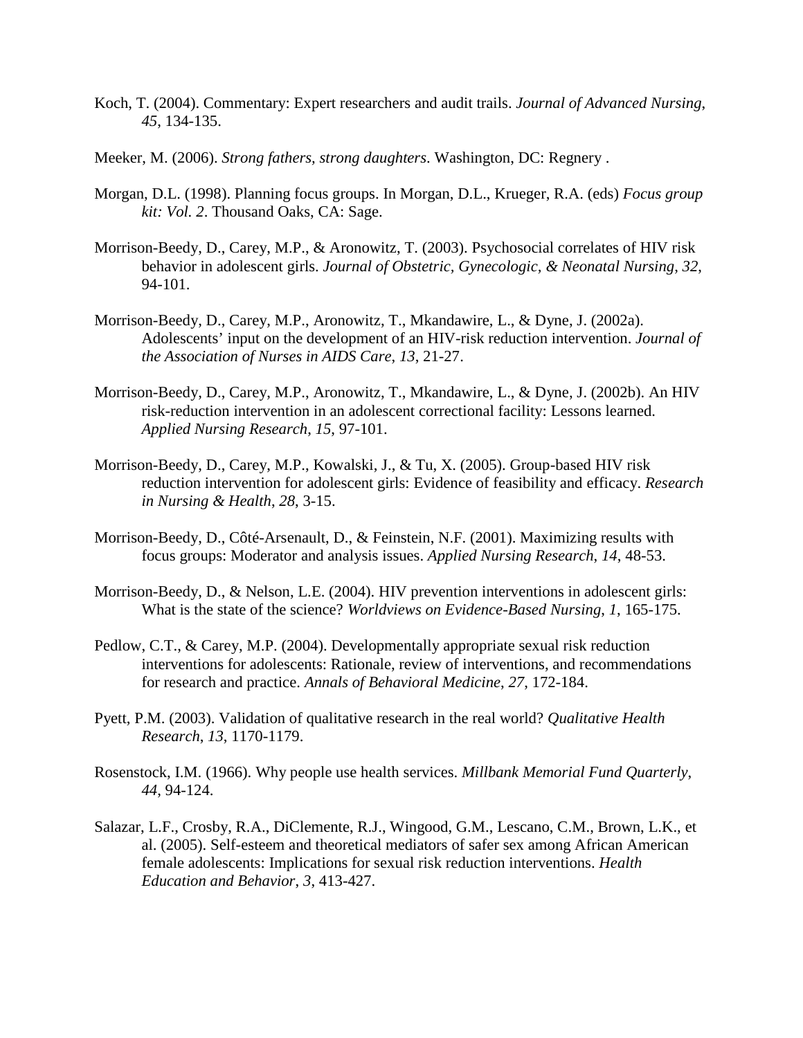Koch, T. (2004). Commentary: Expert researchers and audit trails. *Journal of Advanced Nursing*, *45*, 134-135.

Meeker, M. (2006). *Strong fathers, strong daughters*. Washington, DC: Regnery .

Morgan, D.L. (1998). Planning focus groups. In Morgan, D.L., Krueger, R.A. (eds) *Focus group kit: Vol. 2*. Thousand Oaks, CA: Sage.

Morrison-Beedy, D., Carey, M.P., & Aronowitz, T. (2003). Psychosocial correlates of HIV risk behavior in adolescent girls. *Journal of Obstetric, Gynecologic, & Neonatal Nursing*, *32*, 94-101.

Morrison-Beedy, D., Carey, M.P., Aronowitz, T., Mkandawire, L., & Dyne, J. (2002a). Adolescents' input on the development of an HIV-risk reduction intervention. *Journal of the Association of Nurses in AIDS Care*, *13*, 21-27.

Morrison-Beedy, D., Carey, M.P., Aronowitz, T., Mkandawire, L., & Dyne, J. (2002b). An HIV risk-reduction intervention in an adolescent correctional facility: Lessons learned. *Applied Nursing Research*, *15*, 97-101.

Morrison-Beedy, D., Carey, M.P., Kowalski, J., & Tu, X. (2005). Group-based HIV risk reduction intervention for adolescent girls: Evidence of feasibility and efficacy. *Research in Nursing & Health*, *28*, 3-15.

Morrison-Beedy, D., Côté-Arsenault, D., & Feinstein, N.F. (2001). Maximizing results with focus groups: Moderator and analysis issues. *Applied Nursing Research*, *14*, 48-53.

Morrison-Beedy, D., & Nelson, L.E. (2004). HIV prevention interventions in adolescent girls: What is the state of the science? *Worldviews on Evidence-Based Nursing*, *1*, 165-175.

Pedlow, C.T., & Carey, M.P. (2004). Developmentally appropriate sexual risk reduction interventions for adolescents: Rationale, review of interventions, and recommendations for research and practice. *Annals of Behavioral Medicine*, *27*, 172-184.

Pyett, P.M. (2003). Validation of qualitative research in the real world? *Qualitative Health Research*, *13*, 1170-1179.

Rosenstock, I.M. (1966). Why people use health services. *Millbank Memorial Fund Quarterly*, *44*, 94-124.

Salazar, L.F., Crosby, R.A., DiClemente, R.J., Wingood, G.M., Lescano, C.M., Brown, L.K., et al. (2005). Self-esteem and theoretical mediators of safer sex among African American female adolescents: Implications for sexual risk reduction interventions. *Health Education and Behavior*, *3*, 413-427.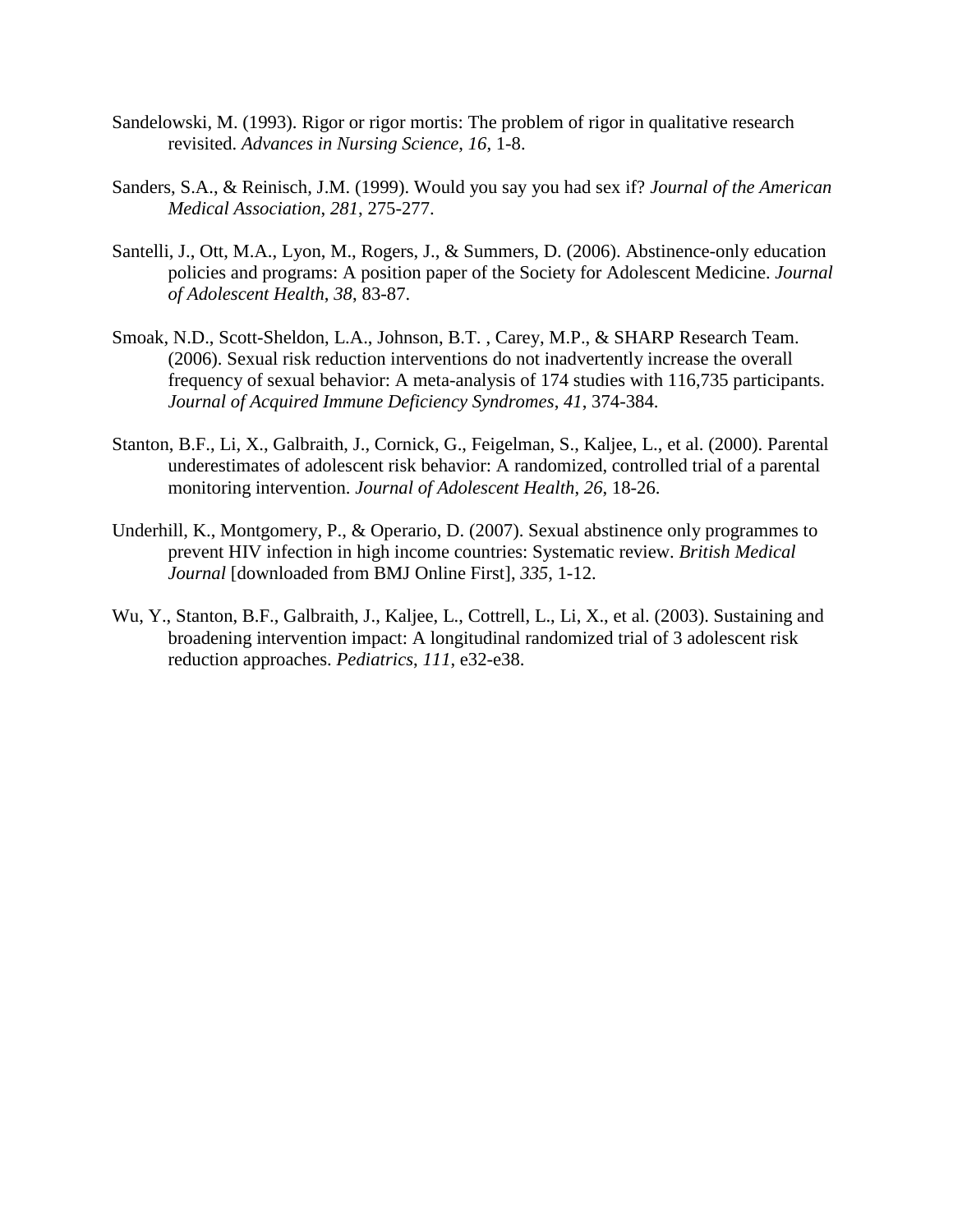Sandelowski, M. (1993). Rigor or rigor mortis: The problem of rigor in qualitative research revisited. *Advances in Nursing Science*, *16*, 1-8.

Sanders, S.A., & Reinisch, J.M. (1999). Would you say you had sex if? *Journal of the American Medical Association*, *281*, 275-277.

Santelli, J., Ott, M.A., Lyon, M., Rogers, J., & Summers, D. (2006). Abstinence-only education policies and programs: A position paper of the Society for Adolescent Medicine. *Journal of Adolescent Health*, *38*, 83-87.

Smoak, N.D., Scott-Sheldon, L.A., Johnson, B.T. , Carey, M.P., & SHARP Research Team. (2006). Sexual risk reduction interventions do not inadvertently increase the overall frequency of sexual behavior: A meta-analysis of 174 studies with 116,735 participants. *Journal of Acquired Immune Deficiency Syndromes*, *41*, 374-384.

Stanton, B.F., Li, X., Galbraith, J., Cornick, G., Feigelman, S., Kaljee, L., et al. (2000). Parental underestimates of adolescent risk behavior: A randomized, controlled trial of a parental monitoring intervention. *Journal of Adolescent Health*, *26*, 18-26.

Underhill, K., Montgomery, P., & Operario, D. (2007). Sexual abstinence only programmes to prevent HIV infection in high income countries: Systematic review. *British Medical Journal* [downloaded from BMJ Online First], *335*, 1-12.

Wu, Y., Stanton, B.F., Galbraith, J., Kaljee, L., Cottrell, L., Li, X., et al. (2003). Sustaining and broadening intervention impact: A longitudinal randomized trial of 3 adolescent risk reduction approaches. *Pediatrics*, *111*, e32-e38.